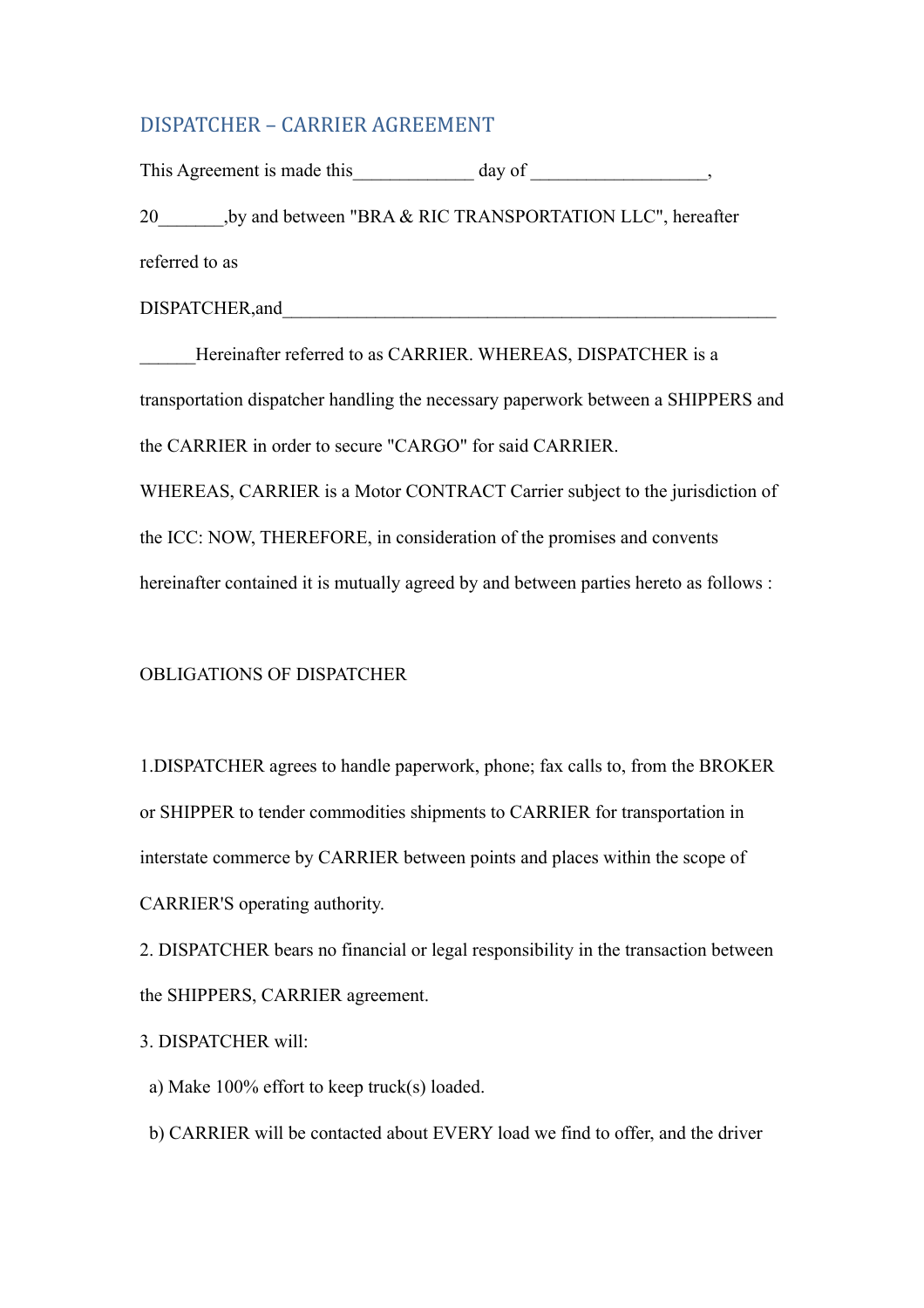## DISPATCHER – CARRIER AGREEMENT

This Agreement is made this_____________ day of __________________,

20_______,by and between "BRA & RIC TRANSPORTATION LLC", hereafter referred to as

DISPATCHER,and______________________________________________________

______Hereinafter referred to as CARRIER. WHEREAS, DISPATCHER is a transportation dispatcher handling the necessary paperwork between a SHIPPERS and the CARRIER in order to secure "CARGO" for said CARRIER.

WHEREAS, CARRIER is a Motor CONTRACT Carrier subject to the jurisdiction of the ICC: NOW, THEREFORE, in consideration of the promises and convents hereinafter contained it is mutually agreed by and between parties hereto as follows :

OBLIGATIONS OF DISPATCHER

1.DISPATCHER agrees to handle paperwork, phone; fax calls to, from the BROKER or SHIPPER to tender commodities shipments to CARRIER for transportation in interstate commerce by CARRIER between points and places within the scope of CARRIER'S operating authority.

2. DISPATCHER bears no financial or legal responsibility in the transaction between the SHIPPERS, CARRIER agreement.

3. DISPATCHER will:

a) Make 100% effort to keep truck(s) loaded.

b) CARRIER will be contacted about EVERY load we find to offer, and the driver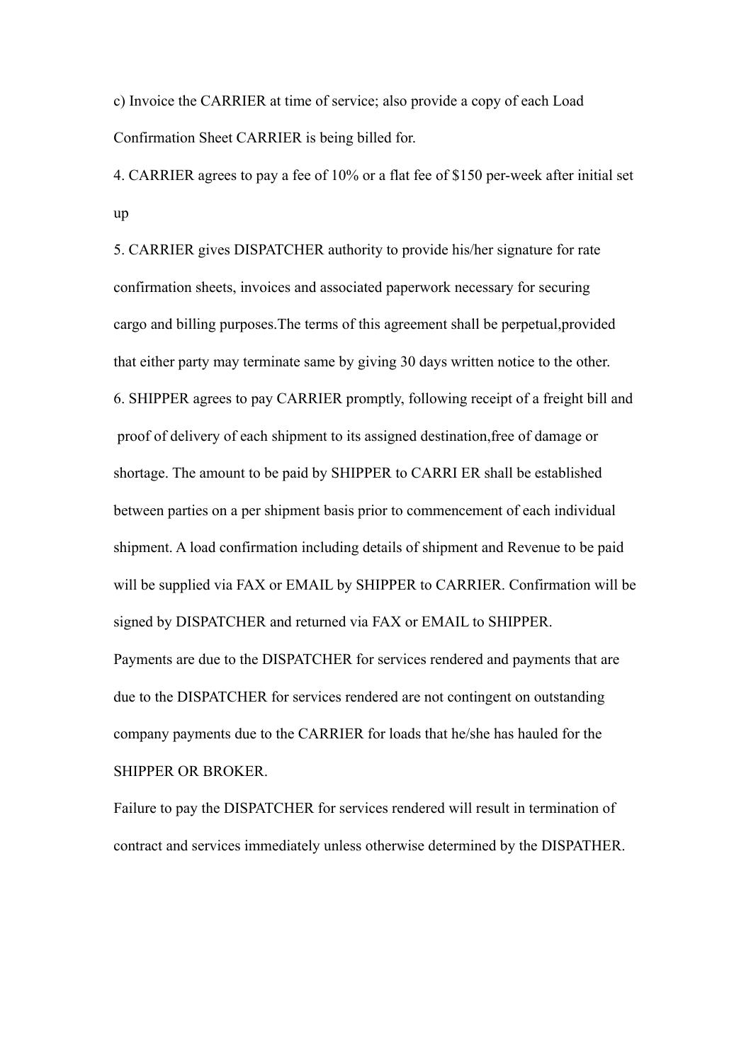c) Invoice the CARRIER at time of service; also provide a copy of each Load Confirmation Sheet CARRIER is being billed for.

4. CARRIER agrees to pay a fee of 10% or a flat fee of $150 per-week after initial set up

5. CARRIER gives DISPATCHER authority to provide his/her signature for rate confirmation sheets, invoices and associated paperwork necessary for securing cargo and billing purposes.The terms of this agreement shall be perpetual,provided that either party may terminate same by giving 30 days written notice to the other.

6. SHIPPER agrees to pay CARRIER promptly, following receipt of a freight bill and proof of delivery of each shipment to its assigned destination,free of damage or shortage. The amount to be paid by SHIPPER to CARRI ER shall be established between parties on a per shipment basis prior to commencement of each individual shipment. A load confirmation including details of shipment and Revenue to be paid will be supplied via FAX or EMAIL by SHIPPER to CARRIER. Confirmation will be signed by DISPATCHER and returned via FAX or EMAIL to SHIPPER.

Payments are due to the DISPATCHER for services rendered and payments that are due to the DISPATCHER for services rendered are not contingent on outstanding company payments due to the CARRIER for loads that he/she has hauled for the SHIPPER OR BROKER.

Failure to pay the DISPATCHER for services rendered will result in termination of contract and services immediately unless otherwise determined by the DISPATHER.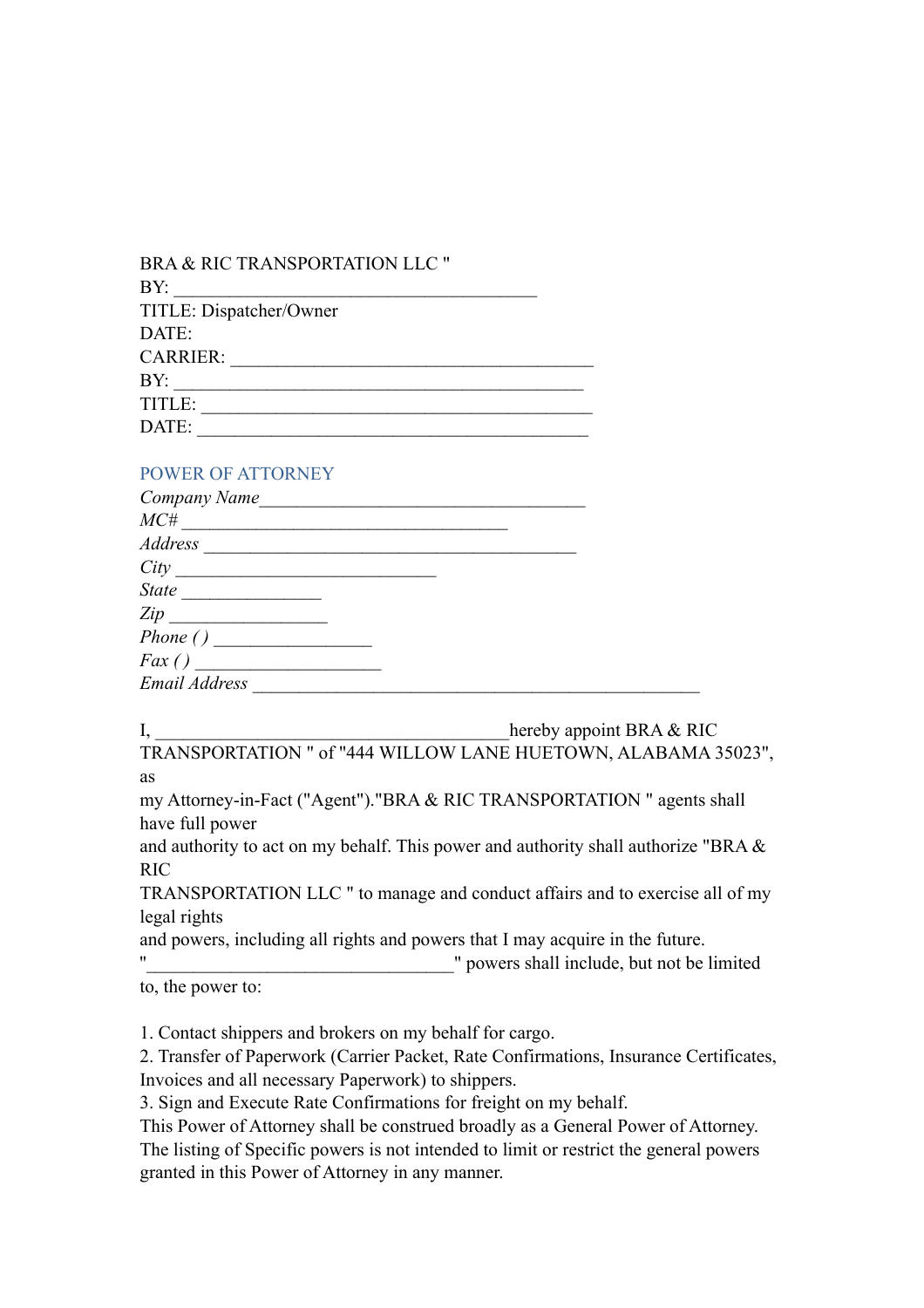BRA & RIC TRANSPORTATION LLC "
BY: ________________________________________
TITLE: Dispatcher/Owner
DATE:
CARRIER: ________________________________________
BY: _____________________________________________
TITLE: __________________________________________
DATE: ___________________________________________

## POWER OF ATTORNEY

*Company Name*___________________________________
*MC#* ___________________________________
*Address* ________________________________________
*City* _____________________________
*State* _______________
*Zip* _________________
*Phone ( )* _________________
*Fax ( )* ____________________
*Email Address* _________________________________________________

I, _______________________________________hereby appoint BRA & RIC TRANSPORTATION " of "444 WILLOW LANE HUETOWN, ALABAMA 35023", as
my Attorney-in-Fact ("Agent")."BRA & RIC TRANSPORTATION " agents shall have full power
and authority to act on my behalf. This power and authority shall authorize "BRA & RIC
TRANSPORTATION LLC " to manage and conduct affairs and to exercise all of my legal rights
and powers, including all rights and powers that I may acquire in the future.
"_________________________________" powers shall include, but not be limited to, the power to:

1. Contact shippers and brokers on my behalf for cargo.
2. Transfer of Paperwork (Carrier Packet, Rate Confirmations, Insurance Certificates, Invoices and all necessary Paperwork) to shippers.
3. Sign and Execute Rate Confirmations for freight on my behalf.

This Power of Attorney shall be construed broadly as a General Power of Attorney. The listing of Specific powers is not intended to limit or restrict the general powers granted in this Power of Attorney in any manner.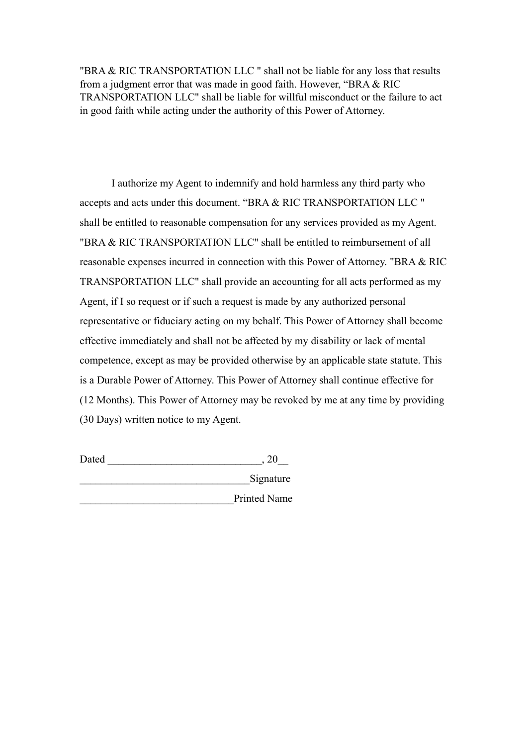"BRA & RIC TRANSPORTATION LLC " shall not be liable for any loss that results from a judgment error that was made in good faith. However, “BRA & RIC TRANSPORTATION LLC" shall be liable for willful misconduct or the failure to act in good faith while acting under the authority of this Power of Attorney.

I authorize my Agent to indemnify and hold harmless any third party who accepts and acts under this document. “BRA & RIC TRANSPORTATION LLC " shall be entitled to reasonable compensation for any services provided as my Agent. "BRA & RIC TRANSPORTATION LLC" shall be entitled to reimbursement of all reasonable expenses incurred in connection with this Power of Attorney. "BRA & RIC TRANSPORTATION LLC" shall provide an accounting for all acts performed as my Agent, if I so request or if such a request is made by any authorized personal representative or fiduciary acting on my behalf. This Power of Attorney shall become effective immediately and shall not be affected by my disability or lack of mental competence, except as may be provided otherwise by an applicable state statute. This is a Durable Power of Attorney. This Power of Attorney shall continue effective for (12 Months). This Power of Attorney may be revoked by me at any time by providing (30 Days) written notice to my Agent.

Dated _____________________________, 20__

________________________________Signature

_____________________________Printed Name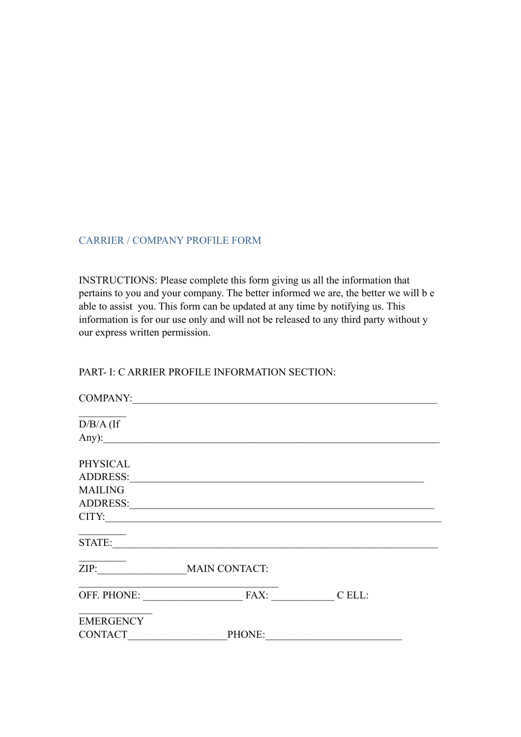## CARRIER / COMPANY PROFILE FORM

INSTRUCTIONS: Please complete this form giving us all the information that pertains to you and your company. The better informed we are, the better we will b e able to assist you. This form can be updated at any time by notifying us. This information is for our use only and will not be released to any third party without y our express written permission.

PART- I: C ARRIER PROFILE INFORMATION SECTION:

COMPANY:_____________________________________________________________ _________

D/B/A (If Any):__________________________________________________________________

PHYSICAL ADDRESS:___________________________________________________________

MAILING ADDRESS:_____________________________________________________________

CITY:__________________________________________________________________ _________

STATE:_________________________________________________________________ _________

ZIP:_________________MAIN CONTACT: ________________________________________

OFF. PHONE: ___________________ FAX: ____________ C ELL: ______________

EMERGENCY CONTACT___________________PHONE:__________________________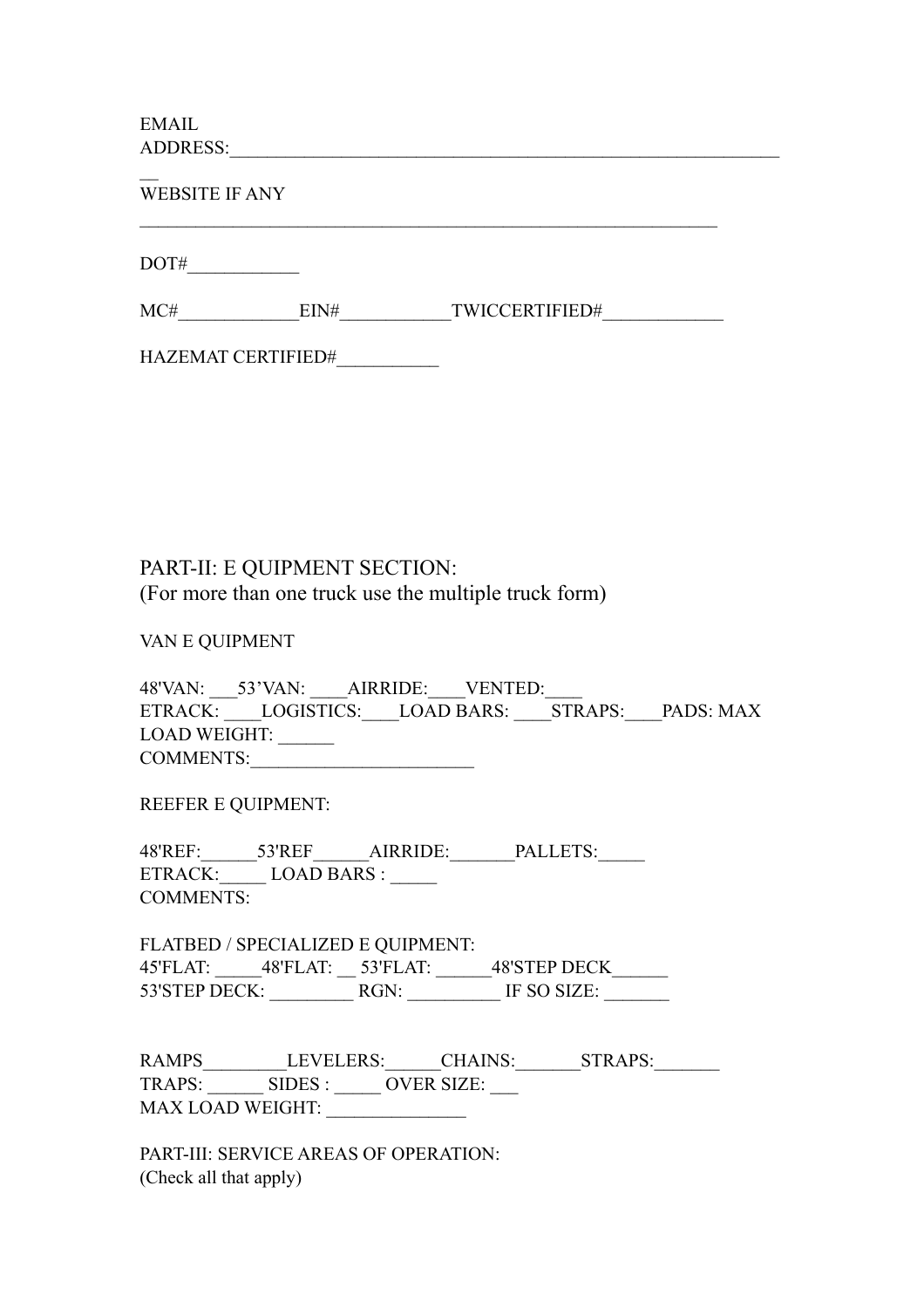EMAIL ADDRESS:_______________________________________________________________

WEBSITE IF ANY
_________________________________________________________________

DOT#____________

MC#_____________EIN#____________TWICCERTIFIED#_____________

HAZEMAT CERTIFIED#___________

PART-II: E QUIPMENT SECTION:
(For more than one truck use the multiple truck form)

VAN E QUIPMENT

48'VAN: ___53'VAN: ____AIRRIDE:____VENTED:____
ETRACK: ____LOGISTICS:____LOAD BARS: ____STRAPS:____PADS: MAX LOAD WEIGHT: ______
COMMENTS:________________________

REEFER E QUIPMENT:

48'REF:______53'REF______AIRRIDE:_______PALLETS:_____
ETRACK:_____ LOAD BARS : _____
COMMENTS:

FLATBED / SPECIALIZED E QUIPMENT:
45'FLAT: _____48'FLAT: __ 53'FLAT: ______48'STEP DECK______
53'STEP DECK: _________ RGN: __________ IF SO SIZE: _______

RAMPS_________LEVELERS:______CHAINS:_______STRAPS:_______
TRAPS: ______ SIDES : _____ OVER SIZE: ___
MAX LOAD WEIGHT: _______________

PART-III: SERVICE AREAS OF OPERATION:
(Check all that apply)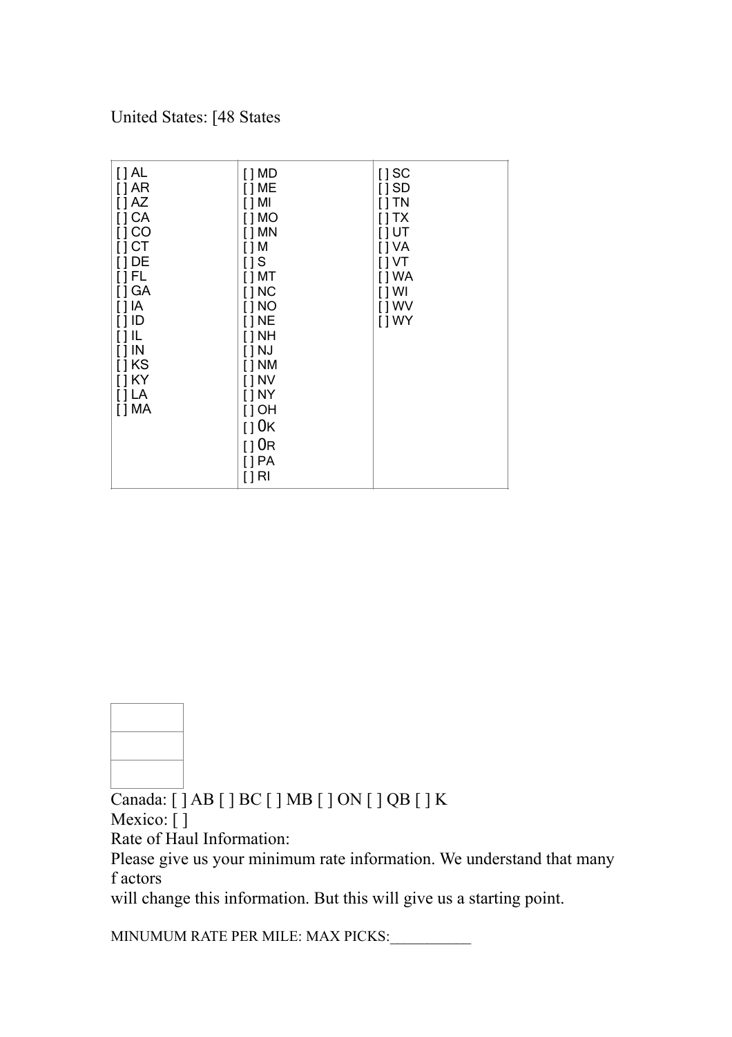United States: [48 States

| | | |
|---|---|---|
| [ ] AL<br>[ ] AR<br>[ ] AZ<br>[ ] CA<br>[ ] CO<br>[ ] CT<br>[ ] DE<br>[ ] FL<br>[ ] GA<br>[ ] IA<br>[ ] ID<br>[ ] IL<br>[ ] IN<br>[ ] KS<br>[ ] KY<br>[ ] LA<br>[ ] MA | [ ] MD<br>[ ] ME<br>[ ] MI<br>[ ] MO<br>[ ] MN<br>[ ] M<br>[ ] S<br>[ ] MT<br>[ ] NC<br>[ ] NO<br>[ ] NE<br>[ ] NH<br>[ ] NJ<br>[ ] NM<br>[ ] NV<br>[ ] NY<br>[ ] OH<br>[ ] 0K<br>[ ] 0R<br>[ ] PA<br>[ ] RI | [ ] SC<br>[ ] SD<br>[ ] TN<br>[ ] TX<br>[ ] UT<br>[ ] VA<br>[ ] VT<br>[ ] WA<br>[ ] WI<br>[ ] WV<br>[ ] WY |

Canada: [ ] AB [ ] BC [ ] MB [ ] ON [ ] QB [ ] K

Mexico: [ ]

Rate of Haul Information:

Please give us your minimum rate information. We understand that many f actors will change this information. But this will give us a starting point.

MINUMUM RATE PER MILE: MAX PICKS:___________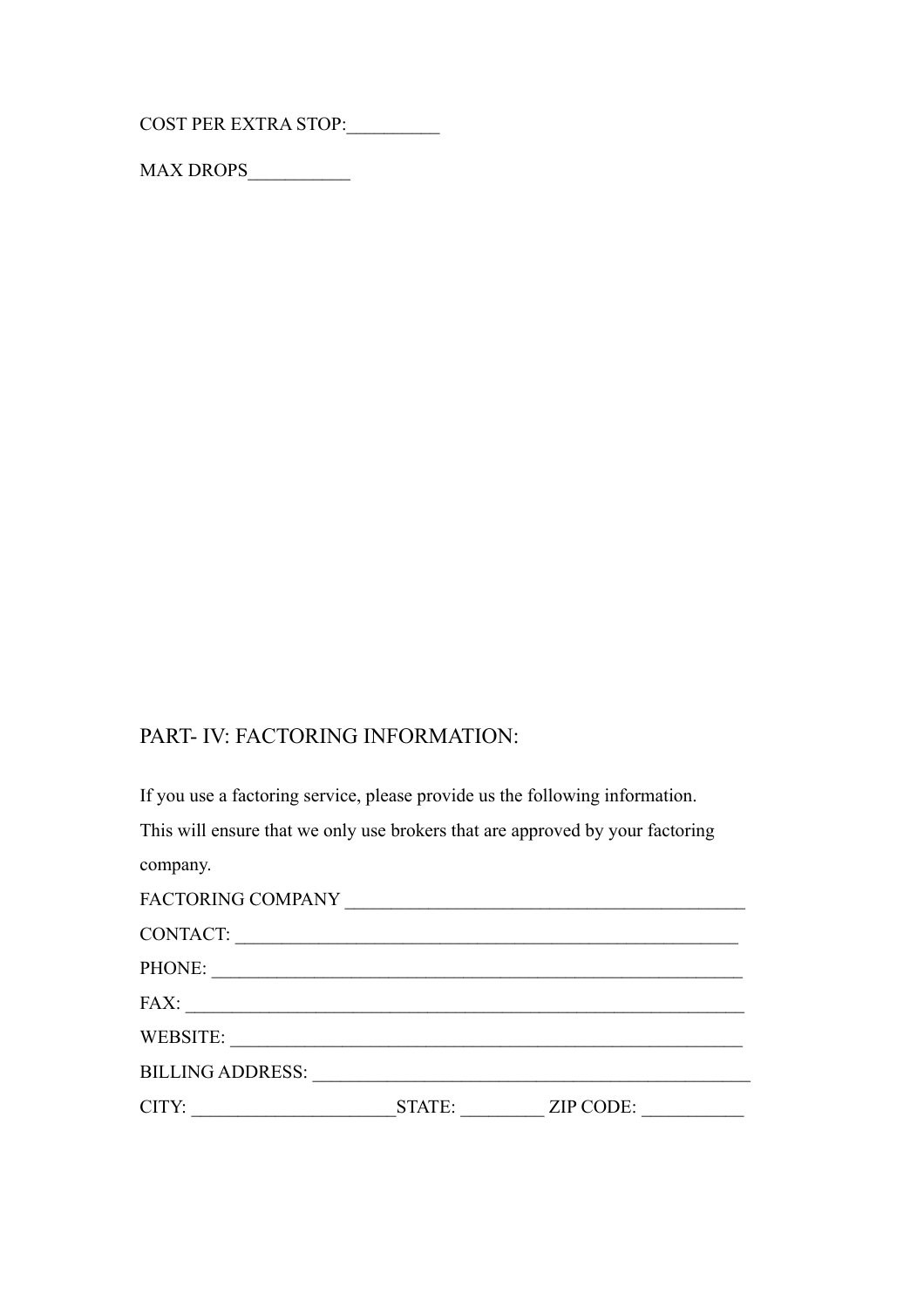COST PER EXTRA STOP:__________

MAX DROPS___________

## PART- IV: FACTORING INFORMATION:

If you use a factoring service, please provide us the following information. This will ensure that we only use brokers that are approved by your factoring company.

FACTORING COMPANY ___________________________________________

CONTACT: _______________________________________________________

PHONE: _________________________________________________________

FAX: ___________________________________________________________

WEBSITE: _______________________________________________________

BILLING ADDRESS: ________________________________________________

CITY: ______________________STATE: _________ ZIP CODE: ___________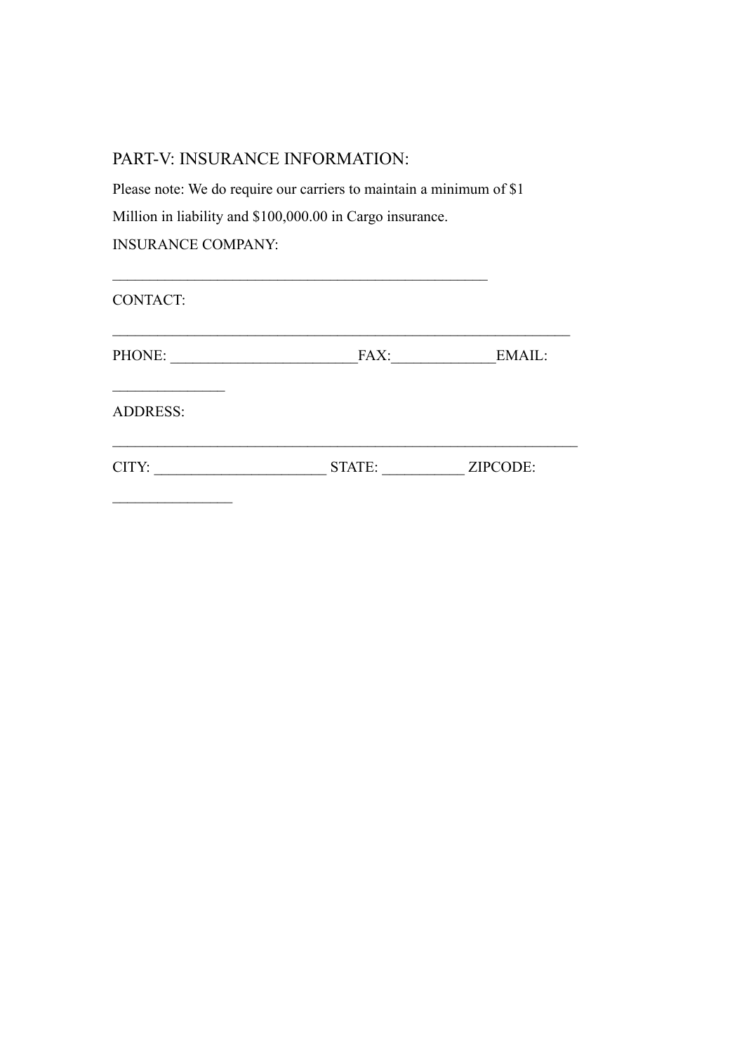## PART-V: INSURANCE INFORMATION:

Please note: We do require our carriers to maintain a minimum of $1 Million in liability and $100,000.00 in Cargo insurance.

INSURANCE COMPANY:

_____________________________________________________

CONTACT:

_________________________________________________________________

PHONE: __________________________FAX:______________EMAIL:

________________

ADDRESS:

__________________________________________________________________

CITY: ________________________ STATE: ___________ ZIPCODE:

_________________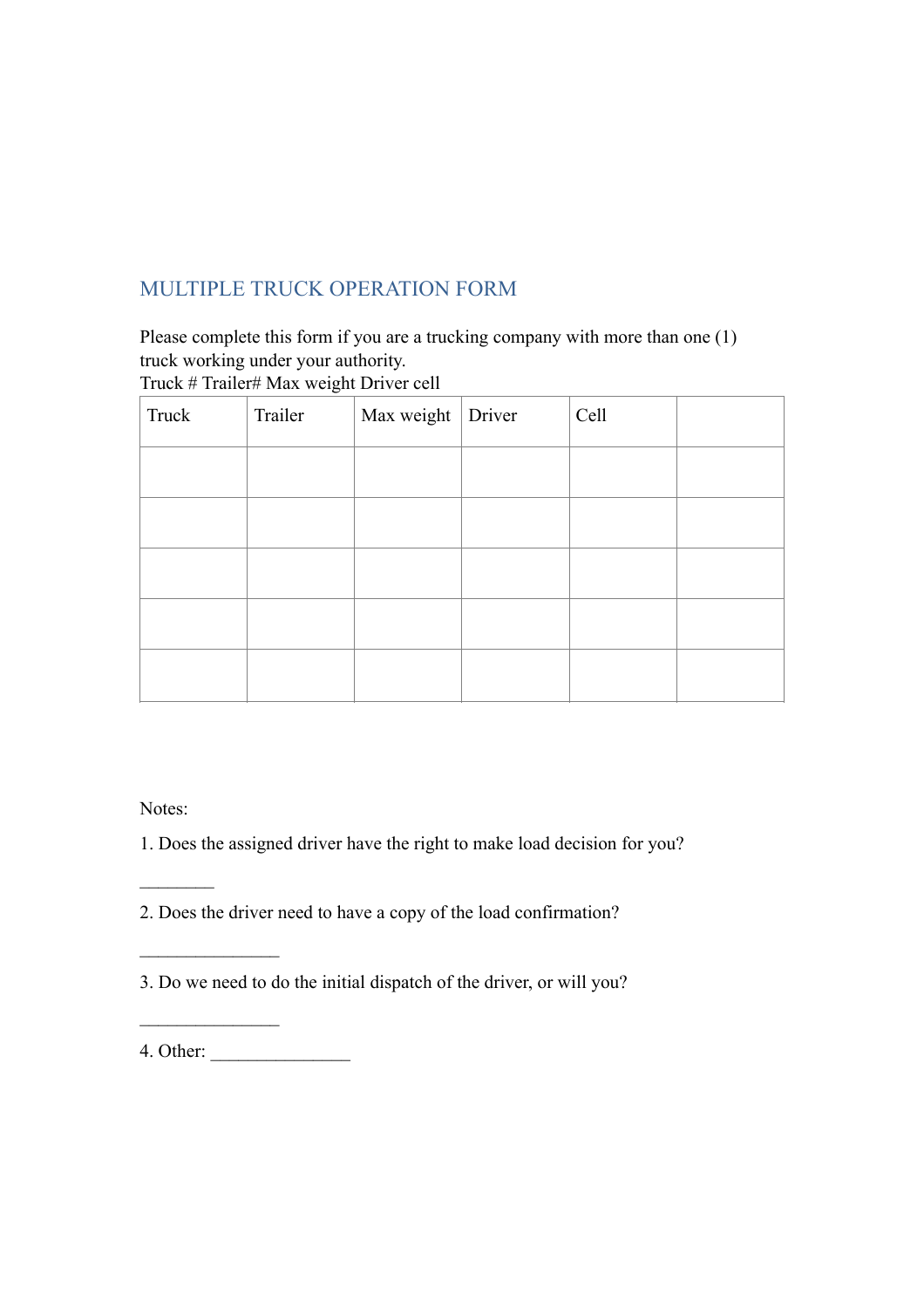## MULTIPLE TRUCK OPERATION FORM

Please complete this form if you are a trucking company with more than one (1) truck working under your authority.

Truck # Trailer# Max weight Driver cell

| Truck | Trailer | Max weight | Driver | Cell | |
|---|---|---|---|---|---|
| | | | | | |
| | | | | | |
| | | | | | |
| | | | | | |
| | | | | | |

Notes:

1. Does the assigned driver have the right to make load decision for you?

________

2. Does the driver need to have a copy of the load confirmation?

_______________

3. Do we need to do the initial dispatch of the driver, or will you?

_______________

4. Other: _______________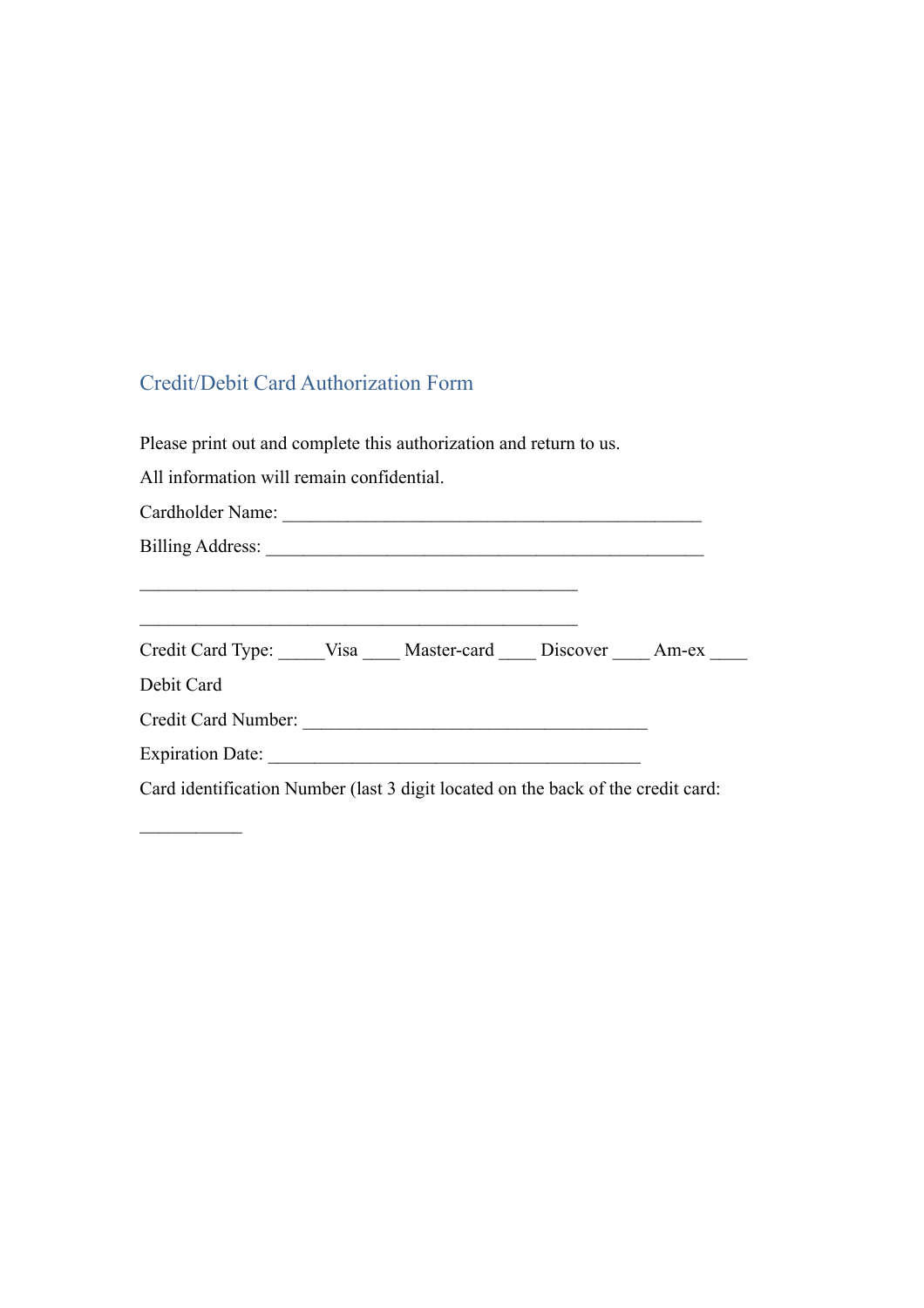## Credit/Debit Card Authorization Form

Please print out and complete this authorization and return to us.

All information will remain confidential.

Cardholder Name: _______________________________________________

Billing Address: _________________________________________________

_________________________________________________

_________________________________________________

Credit Card Type: _____Visa ____ Master-card ____ Discover ____ Am-ex ____

Debit Card

Credit Card Number: _______________________________________

Expiration Date: ___________________________________________

Card identification Number (last 3 digit located on the back of the credit card:

___________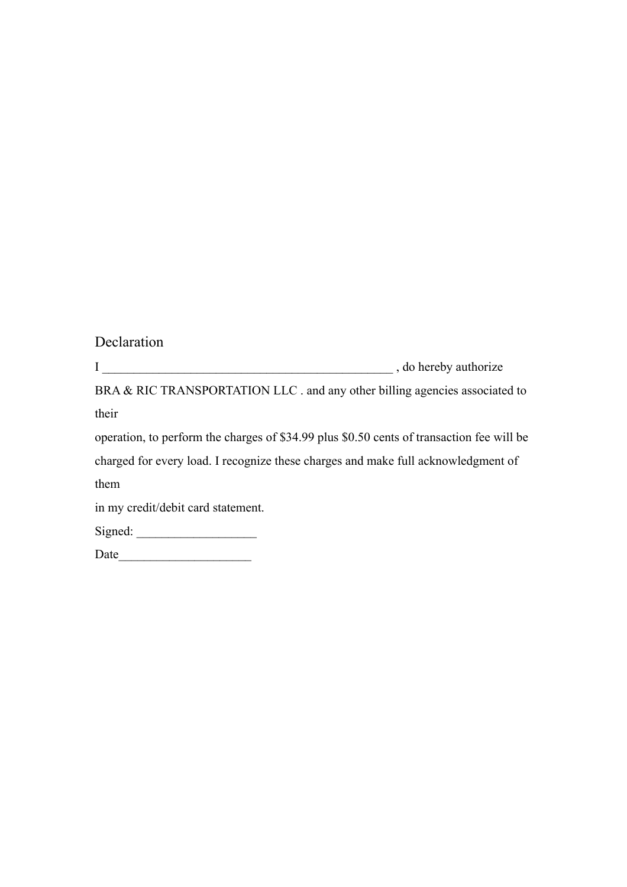## Declaration

I _______________________________________________ , do hereby authorize BRA & RIC TRANSPORTATION LLC . and any other billing agencies associated to their operation, to perform the charges of $34.99 plus $0.50 cents of transaction fee will be charged for every load. I recognize these charges and make full acknowledgment of them in my credit/debit card statement.

Signed: ___________________

Date_____________________